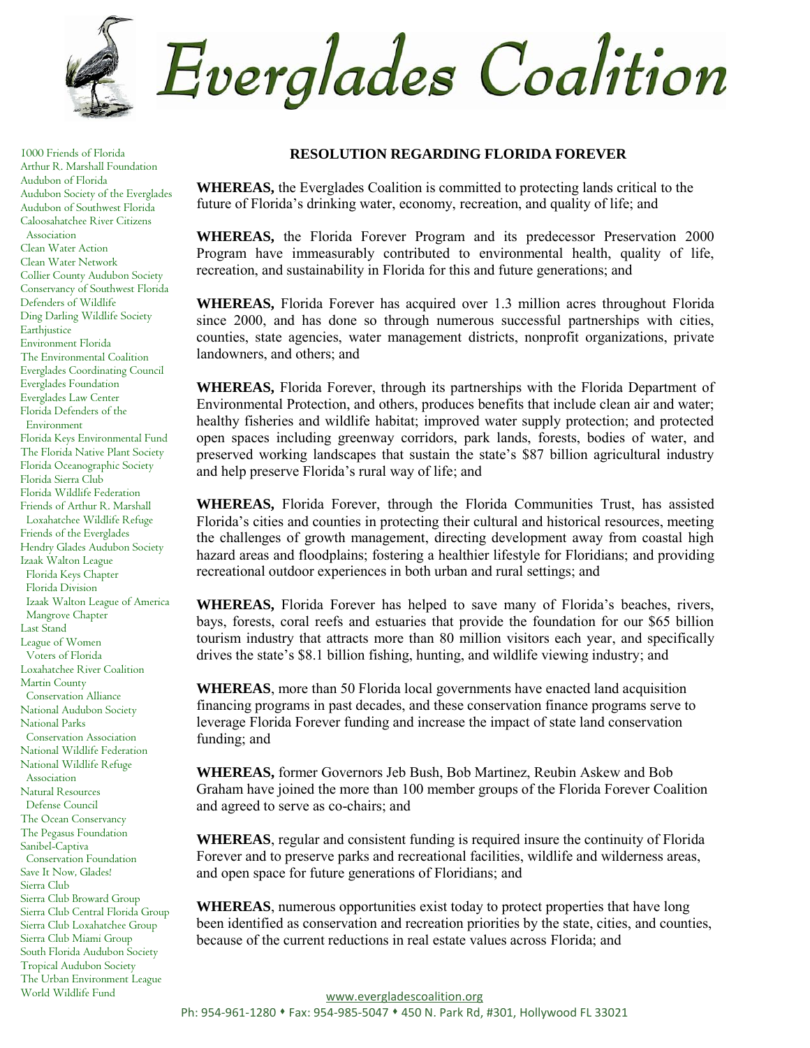# Everglades Coalition

1000 Friends of Florida
Arthur R. Marshall Foundation
Audubon of Florida
Audubon Society of the Everglades
Audubon of Southwest Florida
Caloosahatchee River Citizens Association
Clean Water Action
Clean Water Network
Collier County Audubon Society
Conservancy of Southwest Florida
Defenders of Wildlife
Ding Darling Wildlife Society
Earthjustice
Environment Florida
The Environmental Coalition
Everglades Coordinating Council
Everglades Foundation
Everglades Law Center
Florida Defenders of the Environment
Florida Keys Environmental Fund
The Florida Native Plant Society
Florida Oceanographic Society
Florida Sierra Club
Florida Wildlife Federation
Friends of Arthur R. Marshall Loxahatchee Wildlife Refuge
Friends of the Everglades
Hendry Glades Audubon Society
Izaak Walton League
Florida Keys Chapter
Florida Division
Izaak Walton League of America
Mangrove Chapter
Last Stand
League of Women Voters of Florida
Loxahatchee River Coalition
Martin County Conservation Alliance
National Audubon Society
National Parks Conservation Association
National Wildlife Federation
National Wildlife Refuge Association
Natural Resources Defense Council
The Ocean Conservancy
The Pegasus Foundation
Sanibel-Captiva Conservation Foundation
Save It Now, Glades!
Sierra Club
Sierra Club Broward Group
Sierra Club Central Florida Group
Sierra Club Loxahatchee Group
Sierra Club Miami Group
South Florida Audubon Society
Tropical Audubon Society
The Urban Environment League
World Wildlife Fund

## RESOLUTION REGARDING FLORIDA FOREVER

**WHEREAS,** the Everglades Coalition is committed to protecting lands critical to the future of Florida's drinking water, economy, recreation, and quality of life; and

**WHEREAS,** the Florida Forever Program and its predecessor Preservation 2000 Program have immeasurably contributed to environmental health, quality of life, recreation, and sustainability in Florida for this and future generations; and

**WHEREAS,** Florida Forever has acquired over 1.3 million acres throughout Florida since 2000, and has done so through numerous successful partnerships with cities, counties, state agencies, water management districts, nonprofit organizations, private landowners, and others; and

**WHEREAS,** Florida Forever, through its partnerships with the Florida Department of Environmental Protection, and others, produces benefits that include clean air and water; healthy fisheries and wildlife habitat; improved water supply protection; and protected open spaces including greenway corridors, park lands, forests, bodies of water, and preserved working landscapes that sustain the state's $87 billion agricultural industry and help preserve Florida's rural way of life; and

**WHEREAS,** Florida Forever, through the Florida Communities Trust, has assisted Florida's cities and counties in protecting their cultural and historical resources, meeting the challenges of growth management, directing development away from coastal high hazard areas and floodplains; fostering a healthier lifestyle for Floridians; and providing recreational outdoor experiences in both urban and rural settings; and

**WHEREAS,** Florida Forever has helped to save many of Florida's beaches, rivers, bays, forests, coral reefs and estuaries that provide the foundation for our $65 billion tourism industry that attracts more than 80 million visitors each year, and specifically drives the state's $8.1 billion fishing, hunting, and wildlife viewing industry; and

**WHEREAS**, more than 50 Florida local governments have enacted land acquisition financing programs in past decades, and these conservation finance programs serve to leverage Florida Forever funding and increase the impact of state land conservation funding; and

**WHEREAS,** former Governors Jeb Bush, Bob Martinez, Reubin Askew and Bob Graham have joined the more than 100 member groups of the Florida Forever Coalition and agreed to serve as co-chairs; and

**WHEREAS**, regular and consistent funding is required insure the continuity of Florida Forever and to preserve parks and recreational facilities, wildlife and wilderness areas, and open space for future generations of Floridians; and

**WHEREAS**, numerous opportunities exist today to protect properties that have long been identified as conservation and recreation priorities by the state, cities, and counties, because of the current reductions in real estate values across Florida; and

www.evergladescoalition.org
Ph: 954-961-1280 • Fax: 954-985-5047 • 450 N. Park Rd, #301, Hollywood FL 33021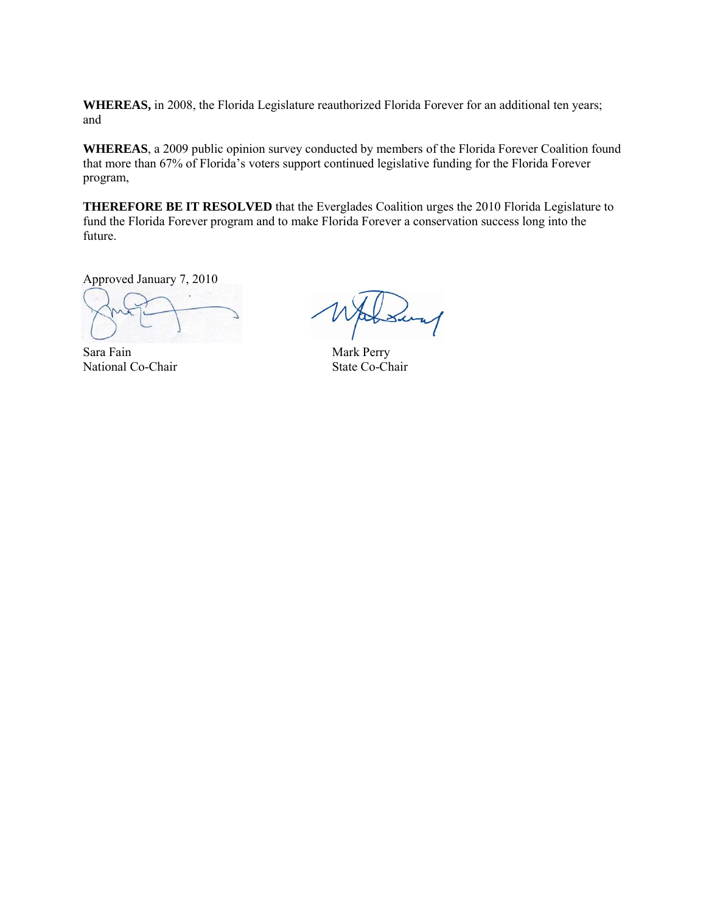**WHEREAS,** in 2008, the Florida Legislature reauthorized Florida Forever for an additional ten years; and

**WHEREAS**, a 2009 public opinion survey conducted by members of the Florida Forever Coalition found that more than 67% of Florida's voters support continued legislative funding for the Florida Forever program,

**THEREFORE BE IT RESOLVED** that the Everglades Coalition urges the 2010 Florida Legislature to fund the Florida Forever program and to make Florida Forever a conservation success long into the future.

Approved January 7, 2010

Sara Fain
National Co-Chair

Mark Perry
State Co-Chair